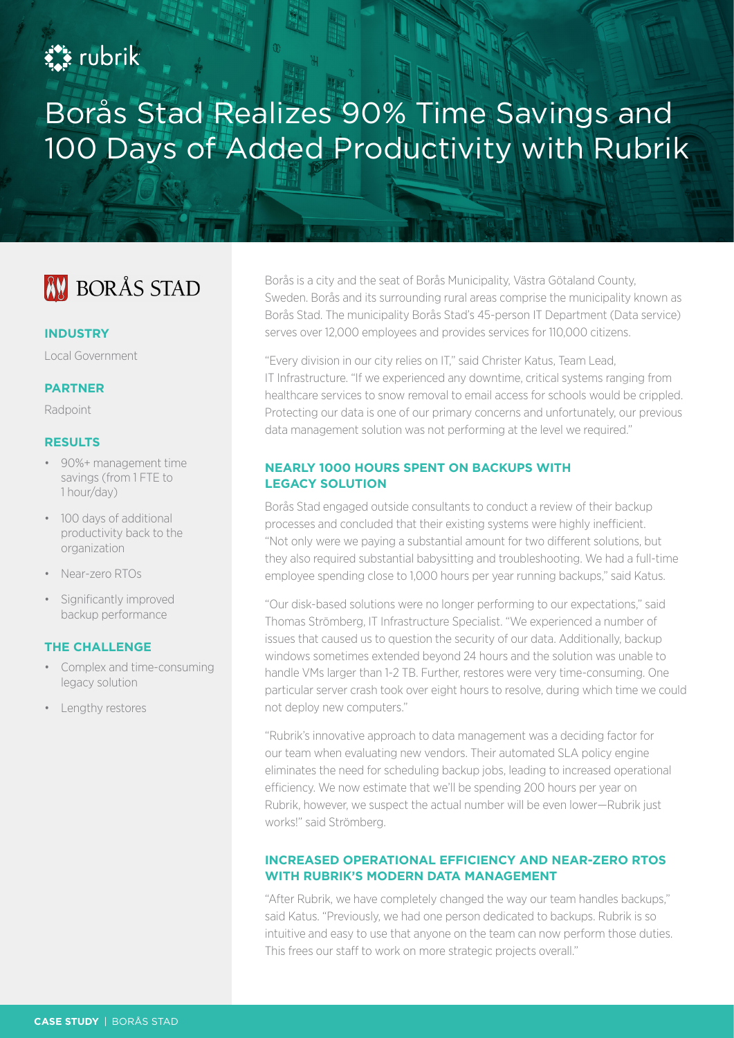rubrik

# Borås Stad Realizes 90% Time Savings and 100 Days of Added Productivity with Rubrik

BORÅS STAD

**INDUSTRY**

Local Government

**PARTNER**

Radpoint

**RESULTS**

- 90%+ management time savings (from 1 FTE to 1 hour/day)
- 100 days of additional productivity back to the organization
- Near-zero RTOs
- Significantly improved backup performance

**THE CHALLENGE**

- Complex and time-consuming legacy solution
- Lengthy restores

Borås is a city and the seat of Borås Municipality, Västra Götaland County, Sweden. Borås and its surrounding rural areas comprise the municipality known as Borås Stad. The municipality Borås Stad's 45-person IT Department (Data service) serves over 12,000 employees and provides services for 110,000 citizens.

"Every division in our city relies on IT," said Christer Katus, Team Lead, IT Infrastructure. "If we experienced any downtime, critical systems ranging from healthcare services to snow removal to email access for schools would be crippled. Protecting our data is one of our primary concerns and unfortunately, our previous data management solution was not performing at the level we required."

## NEARLY 1000 HOURS SPENT ON BACKUPS WITH LEGACY SOLUTION

Borås Stad engaged outside consultants to conduct a review of their backup processes and concluded that their existing systems were highly inefficient. "Not only were we paying a substantial amount for two different solutions, but they also required substantial babysitting and troubleshooting. We had a full-time employee spending close to 1,000 hours per year running backups," said Katus.

"Our disk-based solutions were no longer performing to our expectations," said Thomas Strömberg, IT Infrastructure Specialist. "We experienced a number of issues that caused us to question the security of our data. Additionally, backup windows sometimes extended beyond 24 hours and the solution was unable to handle VMs larger than 1-2 TB. Further, restores were very time-consuming. One particular server crash took over eight hours to resolve, during which time we could not deploy new computers."

"Rubrik's innovative approach to data management was a deciding factor for our team when evaluating new vendors. Their automated SLA policy engine eliminates the need for scheduling backup jobs, leading to increased operational efficiency. We now estimate that we'll be spending 200 hours per year on Rubrik, however, we suspect the actual number will be even lower—Rubrik just works!" said Strömberg.

## INCREASED OPERATIONAL EFFICIENCY AND NEAR-ZERO RTOS WITH RUBRIK'S MODERN DATA MANAGEMENT

"After Rubrik, we have completely changed the way our team handles backups," said Katus. "Previously, we had one person dedicated to backups. Rubrik is so intuitive and easy to use that anyone on the team can now perform those duties. This frees our staff to work on more strategic projects overall."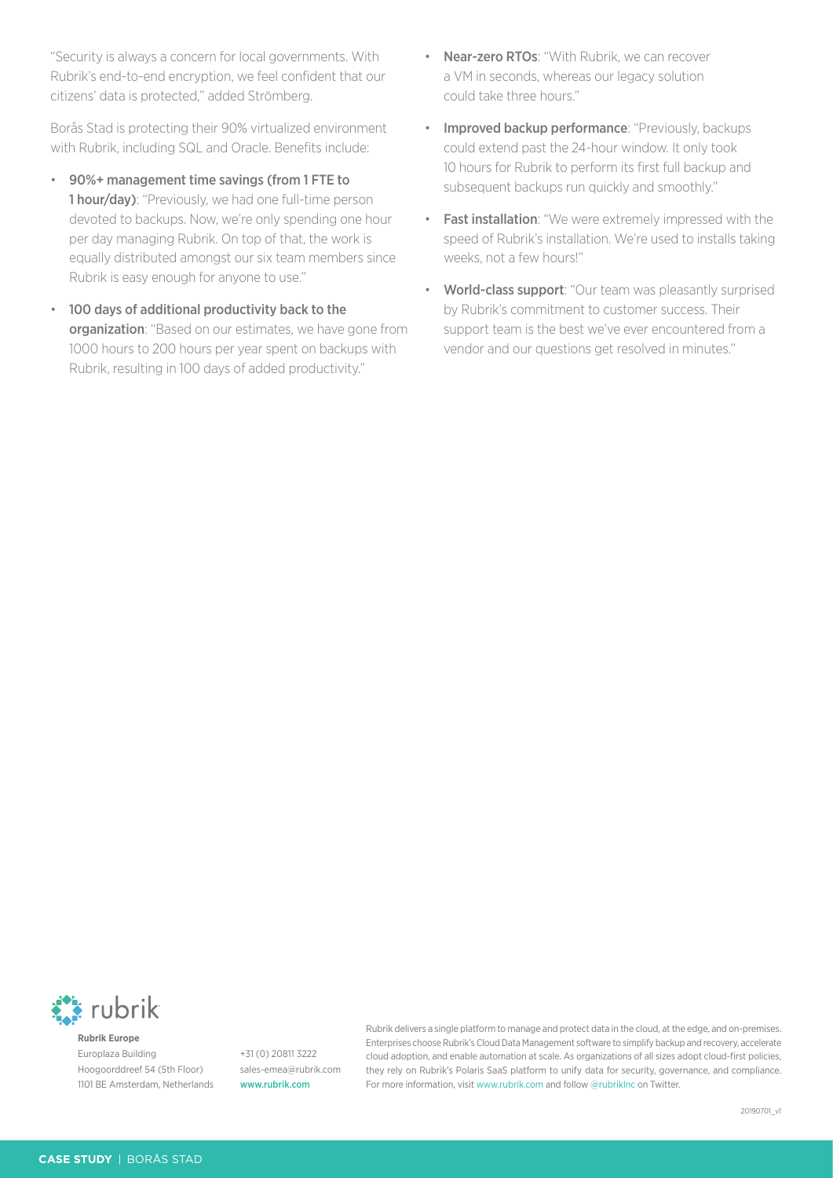"Security is always a concern for local governments. With Rubrik's end-to-end encryption, we feel confident that our citizens' data is protected," added Strömberg.

Borås Stad is protecting their 90% virtualized environment with Rubrik, including SQL and Oracle. Benefits include:

- **90%+ management time savings (from 1 FTE to 1 hour/day)**: "Previously, we had one full-time person devoted to backups. Now, we're only spending one hour per day managing Rubrik. On top of that, the work is equally distributed amongst our six team members since Rubrik is easy enough for anyone to use."
- **100 days of additional productivity back to the organization**: "Based on our estimates, we have gone from 1000 hours to 200 hours per year spent on backups with Rubrik, resulting in 100 days of added productivity."
- **Near-zero RTOs**: "With Rubrik, we can recover a VM in seconds, whereas our legacy solution could take three hours."
- **Improved backup performance**: "Previously, backups could extend past the 24-hour window. It only took 10 hours for Rubrik to perform its first full backup and subsequent backups run quickly and smoothly."
- **Fast installation**: "We were extremely impressed with the speed of Rubrik's installation. We're used to installs taking weeks, not a few hours!"
- **World-class support**: "Our team was pleasantly surprised by Rubrik's commitment to customer success. Their support team is the best we've ever encountered from a vendor and our questions get resolved in minutes."

rubrik

**Rubrik Europe**
Europlaza Building
Hoogoorddreef 54 (5th Floor)
1101 BE Amsterdam, Netherlands

+31 (0) 20811 3222
sales-emea@rubrik.com
www.rubrik.com

Rubrik delivers a single platform to manage and protect data in the cloud, at the edge, and on-premises. Enterprises choose Rubrik's Cloud Data Management software to simplify backup and recovery, accelerate cloud adoption, and enable automation at scale. As organizations of all sizes adopt cloud-first policies, they rely on Rubrik's Polaris SaaS platform to unify data for security, governance, and compliance. For more information, visit www.rubrik.com and follow @rubrikInc on Twitter.

20190701_v1